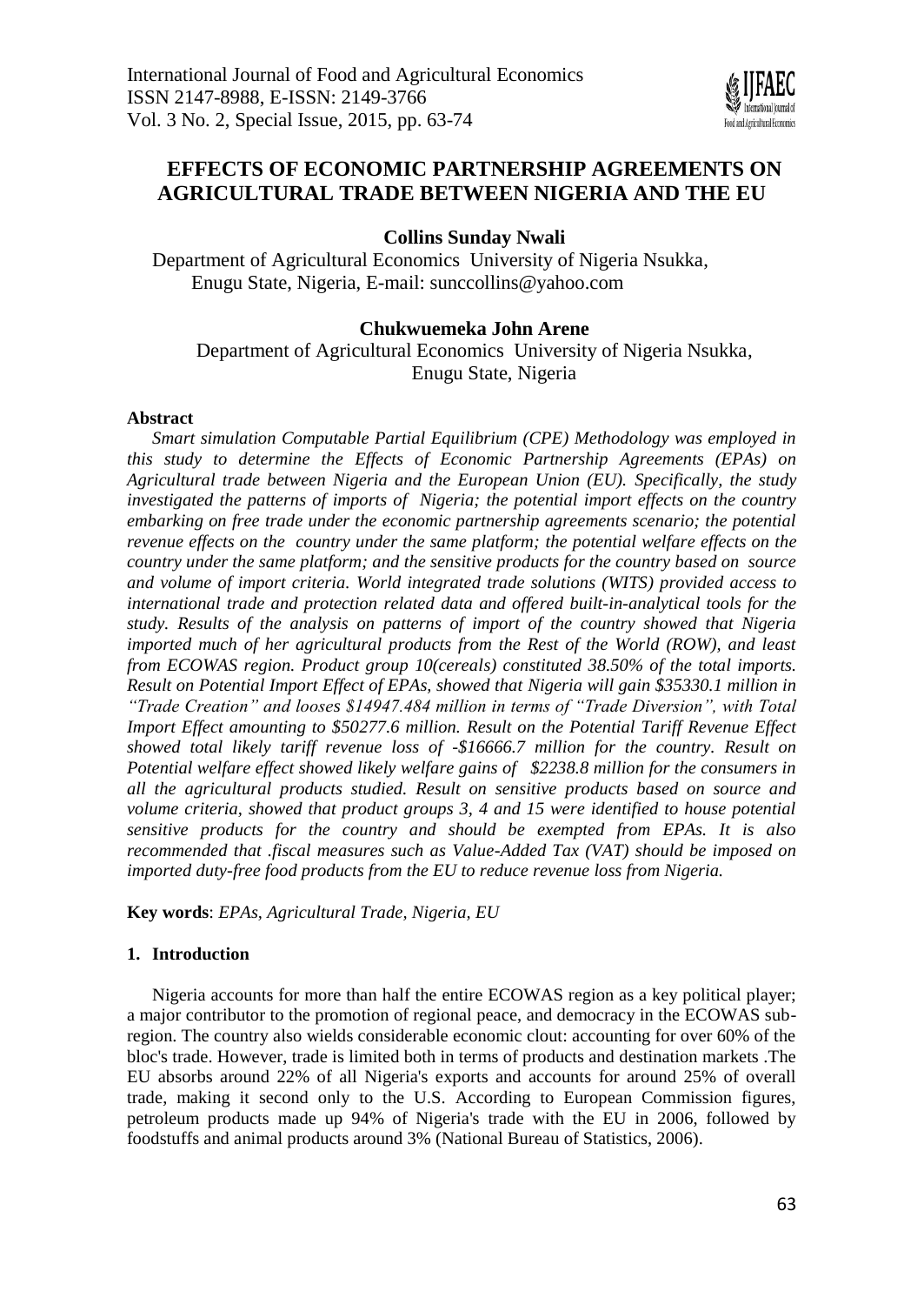# EFFECTS OF ECONOMIC PARTNERSHIP AGREEMENTS ON AGRICULTURAL TRADE BETWEEN NIGERIA AND THE EU

**Collins Sunday Nwali**

Department of Agricultural Economics University of Nigeria Nsukka, Enugu State, Nigeria, E-mail: sunccollins@yahoo.com

**Chukwuemeka John Arene**

Department of Agricultural Economics University of Nigeria Nsukka, Enugu State, Nigeria

**Abstract**

*Smart simulation Computable Partial Equilibrium (CPE) Methodology was employed in this study to determine the Effects of Economic Partnership Agreements (EPAs) on Agricultural trade between Nigeria and the European Union (EU). Specifically, the study investigated the patterns of imports of Nigeria; the potential import effects on the country embarking on free trade under the economic partnership agreements scenario; the potential revenue effects on the country under the same platform; the potential welfare effects on the country under the same platform; and the sensitive products for the country based on source and volume of import criteria. World integrated trade solutions (WITS) provided access to international trade and protection related data and offered built-in-analytical tools for the study. Results of the analysis on patterns of import of the country showed that Nigeria imported much of her agricultural products from the Rest of the World (ROW), and least from ECOWAS region. Product group 10(cereals) constituted 38.50% of the total imports. Result on Potential Import Effect of EPAs, showed that Nigeria will gain $35330.1 million in "Trade Creation" and looses $14947.484 million in terms of "Trade Diversion", with Total Import Effect amounting to $50277.6 million. Result on the Potential Tariff Revenue Effect showed total likely tariff revenue loss of -$16666.7 million for the country. Result on Potential welfare effect showed likely welfare gains of $2238.8 million for the consumers in all the agricultural products studied. Result on sensitive products based on source and volume criteria, showed that product groups 3, 4 and 15 were identified to house potential sensitive products for the country and should be exempted from EPAs. It is also recommended that .fiscal measures such as Value-Added Tax (VAT) should be imposed on imported duty-free food products from the EU to reduce revenue loss from Nigeria.*

**Key words**: *EPAs, Agricultural Trade, Nigeria, EU*

## 1. Introduction

Nigeria accounts for more than half the entire ECOWAS region as a key political player; a major contributor to the promotion of regional peace, and democracy in the ECOWAS sub-region. The country also wields considerable economic clout: accounting for over 60% of the bloc's trade. However, trade is limited both in terms of products and destination markets .The EU absorbs around 22% of all Nigeria's exports and accounts for around 25% of overall trade, making it second only to the U.S. According to European Commission figures, petroleum products made up 94% of Nigeria's trade with the EU in 2006, followed by foodstuffs and animal products around 3% (National Bureau of Statistics, 2006).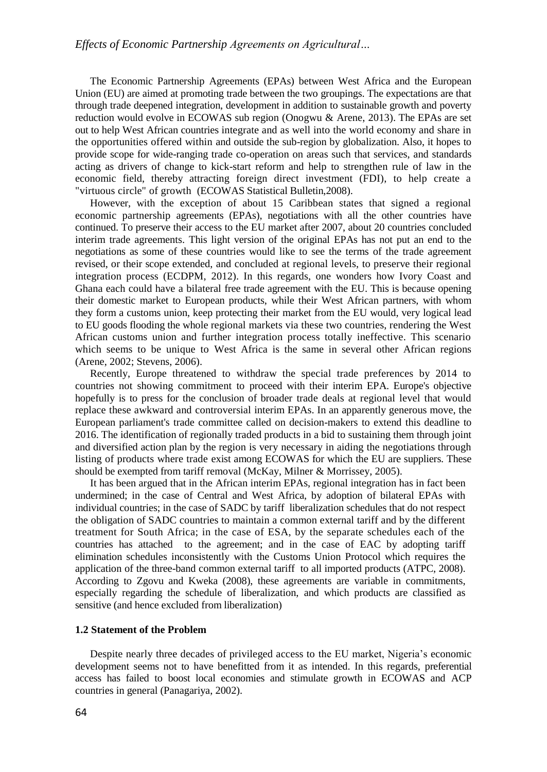The Economic Partnership Agreements (EPAs) between West Africa and the European Union (EU) are aimed at promoting trade between the two groupings. The expectations are that through trade deepened integration, development in addition to sustainable growth and poverty reduction would evolve in ECOWAS sub region (Onogwu & Arene, 2013). The EPAs are set out to help West African countries integrate and as well into the world economy and share in the opportunities offered within and outside the sub-region by globalization. Also, it hopes to provide scope for wide-ranging trade co-operation on areas such that services, and standards acting as drivers of change to kick-start reform and help to strengthen rule of law in the economic field, thereby attracting foreign direct investment (FDI), to help create a "virtuous circle" of growth (ECOWAS Statistical Bulletin,2008).

However, with the exception of about 15 Caribbean states that signed a regional economic partnership agreements (EPAs), negotiations with all the other countries have continued. To preserve their access to the EU market after 2007, about 20 countries concluded interim trade agreements. This light version of the original EPAs has not put an end to the negotiations as some of these countries would like to see the terms of the trade agreement revised, or their scope extended, and concluded at regional levels, to preserve their regional integration process (ECDPM, 2012). In this regards, one wonders how Ivory Coast and Ghana each could have a bilateral free trade agreement with the EU. This is because opening their domestic market to European products, while their West African partners, with whom they form a customs union, keep protecting their market from the EU would, very logical lead to EU goods flooding the whole regional markets via these two countries, rendering the West African customs union and further integration process totally ineffective. This scenario which seems to be unique to West Africa is the same in several other African regions (Arene, 2002; Stevens, 2006).

Recently, Europe threatened to withdraw the special trade preferences by 2014 to countries not showing commitment to proceed with their interim EPA. Europe's objective hopefully is to press for the conclusion of broader trade deals at regional level that would replace these awkward and controversial interim EPAs. In an apparently generous move, the European parliament's trade committee called on decision-makers to extend this deadline to 2016. The identification of regionally traded products in a bid to sustaining them through joint and diversified action plan by the region is very necessary in aiding the negotiations through listing of products where trade exist among ECOWAS for which the EU are suppliers. These should be exempted from tariff removal (McKay, Milner & Morrissey, 2005).

It has been argued that in the African interim EPAs, regional integration has in fact been undermined; in the case of Central and West Africa, by adoption of bilateral EPAs with individual countries; in the case of SADC by tariff liberalization schedules that do not respect the obligation of SADC countries to maintain a common external tariff and by the different treatment for South Africa; in the case of ESA, by the separate schedules each of the countries has attached to the agreement; and in the case of EAC by adopting tariff elimination schedules inconsistently with the Customs Union Protocol which requires the application of the three-band common external tariff to all imported products (ATPC, 2008). According to Zgovu and Kweka (2008), these agreements are variable in commitments, especially regarding the schedule of liberalization, and which products are classified as sensitive (and hence excluded from liberalization)

### 1.2 Statement of the Problem

Despite nearly three decades of privileged access to the EU market, Nigeria's economic development seems not to have benefitted from it as intended. In this regards, preferential access has failed to boost local economies and stimulate growth in ECOWAS and ACP countries in general (Panagariya, 2002).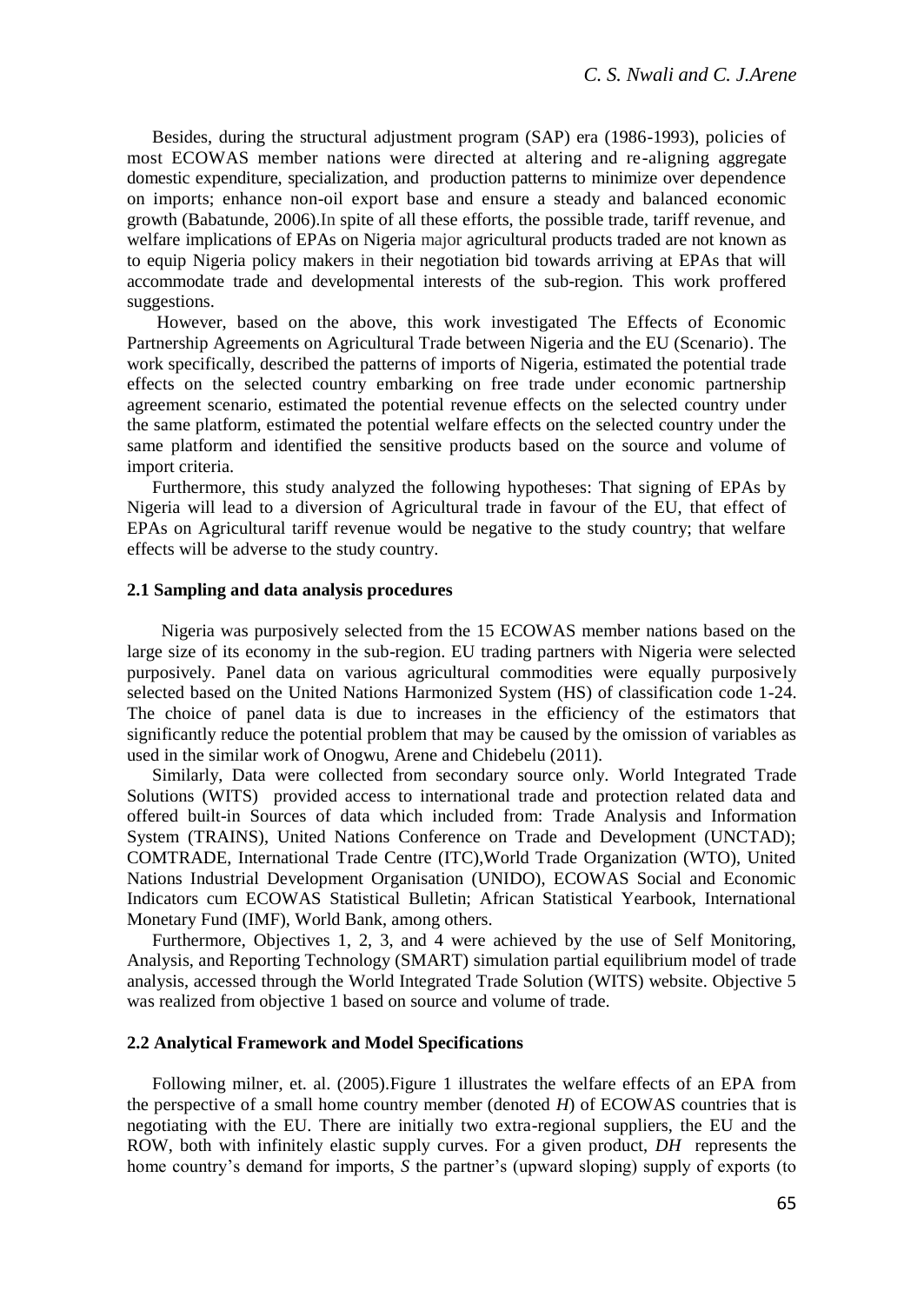Besides, during the structural adjustment program (SAP) era (1986-1993), policies of most ECOWAS member nations were directed at altering and re-aligning aggregate domestic expenditure, specialization, and production patterns to minimize over dependence on imports; enhance non-oil export base and ensure a steady and balanced economic growth (Babatunde, 2006).In spite of all these efforts, the possible trade, tariff revenue, and welfare implications of EPAs on Nigeria major agricultural products traded are not known as to equip Nigeria policy makers in their negotiation bid towards arriving at EPAs that will accommodate trade and developmental interests of the sub-region. This work proffered suggestions.

However, based on the above, this work investigated The Effects of Economic Partnership Agreements on Agricultural Trade between Nigeria and the EU (Scenario). The work specifically, described the patterns of imports of Nigeria, estimated the potential trade effects on the selected country embarking on free trade under economic partnership agreement scenario, estimated the potential revenue effects on the selected country under the same platform, estimated the potential welfare effects on the selected country under the same platform and identified the sensitive products based on the source and volume of import criteria.

Furthermore, this study analyzed the following hypotheses: That signing of EPAs by Nigeria will lead to a diversion of Agricultural trade in favour of the EU, that effect of EPAs on Agricultural tariff revenue would be negative to the study country; that welfare effects will be adverse to the study country.

### 2.1 Sampling and data analysis procedures

Nigeria was purposively selected from the 15 ECOWAS member nations based on the large size of its economy in the sub-region. EU trading partners with Nigeria were selected purposively. Panel data on various agricultural commodities were equally purposively selected based on the United Nations Harmonized System (HS) of classification code 1-24. The choice of panel data is due to increases in the efficiency of the estimators that significantly reduce the potential problem that may be caused by the omission of variables as used in the similar work of Onogwu, Arene and Chidebelu (2011).

Similarly, Data were collected from secondary source only. World Integrated Trade Solutions (WITS) provided access to international trade and protection related data and offered built-in Sources of data which included from: Trade Analysis and Information System (TRAINS), United Nations Conference on Trade and Development (UNCTAD); COMTRADE, International Trade Centre (ITC),World Trade Organization (WTO), United Nations Industrial Development Organisation (UNIDO), ECOWAS Social and Economic Indicators cum ECOWAS Statistical Bulletin; African Statistical Yearbook, International Monetary Fund (IMF), World Bank, among others.

Furthermore, Objectives 1, 2, 3, and 4 were achieved by the use of Self Monitoring, Analysis, and Reporting Technology (SMART) simulation partial equilibrium model of trade analysis, accessed through the World Integrated Trade Solution (WITS) website. Objective 5 was realized from objective 1 based on source and volume of trade.

### 2.2 Analytical Framework and Model Specifications

Following milner, et. al. (2005).Figure 1 illustrates the welfare effects of an EPA from the perspective of a small home country member (denoted *H*) of ECOWAS countries that is negotiating with the EU. There are initially two extra-regional suppliers, the EU and the ROW, both with infinitely elastic supply curves. For a given product, *DH* represents the home country's demand for imports, *S* the partner's (upward sloping) supply of exports (to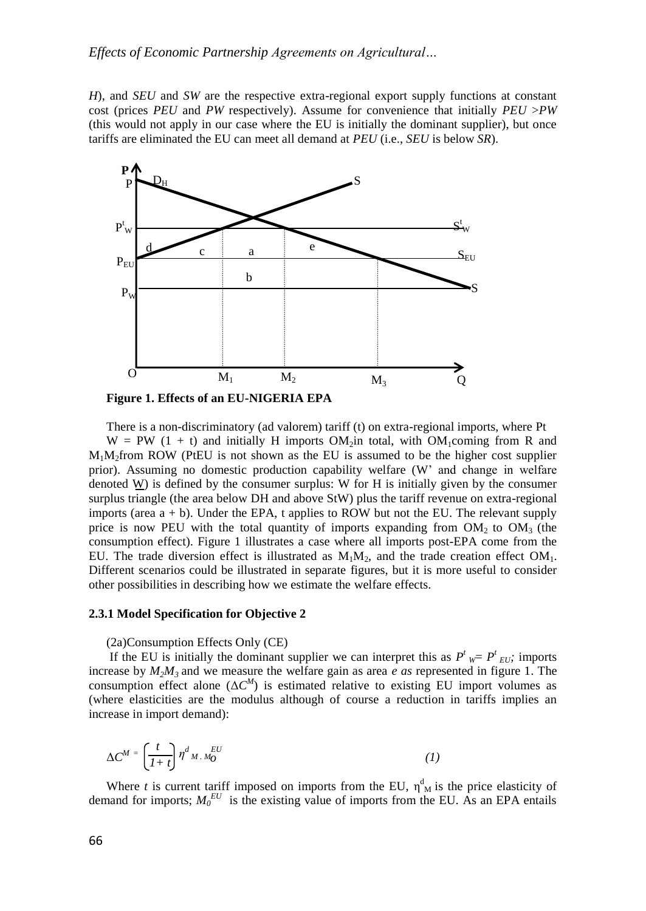*H*), and *SEU* and *SW* are the respective extra-regional export supply functions at constant cost (prices *PEU* and *PW* respectively). Assume for convenience that initially *PEU >PW* (this would not apply in our case where the EU is initially the dominant supplier), but once tariffs are eliminated the EU can meet all demand at *PEU* (i.e., *SEU* is below *SR*).

**Figure 1. Effects of an EU-NIGERIA EPA**

There is a non-discriminatory (ad valorem) tariff (t) on extra-regional imports, where Pt W = PW (1 + t) and initially H imports $OM_2$in total, with $OM_1$coming from R and $M_1M_2$from ROW (PtEU is not shown as the EU is assumed to be the higher cost supplier prior). Assuming no domestic production capability welfare (W' and change in welfare denoted W) is defined by the consumer surplus: W for H is initially given by the consumer surplus triangle (the area below DH and above StW) plus the tariff revenue on extra-regional imports (area a + b). Under the EPA, t applies to ROW but not the EU. The relevant supply price is now PEU with the total quantity of imports expanding from $OM_2$ to $OM_3$ (the consumption effect). Figure 1 illustrates a case where all imports post-EPA come from the EU. The trade diversion effect is illustrated as $M_1M_2$, and the trade creation effect $OM_1$. Different scenarios could be illustrated in separate figures, but it is more useful to consider other possibilities in describing how we estimate the welfare effects.

### 2.3.1 Model Specification for Objective 2

(2a)Consumption Effects Only (CE)

If the EU is initially the dominant supplier we can interpret this as $P^t_W = P^t_{EU}$; imports increase by $M_2M_3$ and we measure the welfare gain as area *e as* represented in figure 1. The consumption effect alone ($\Delta C^M$) is estimated relative to existing EU import volumes as (where elasticities are the modulus although of course a reduction in tariffs implies an increase in import demand):

$$\Delta C^M = \left(\frac{t}{1+t}\right) \eta^d{}_M . M_O^{EU} \qquad (1)$$

Where *t* is current tariff imposed on imports from the EU, $\eta^d_M$ is the price elasticity of demand for imports; $M_0^{EU}$ is the existing value of imports from the EU. As an EPA entails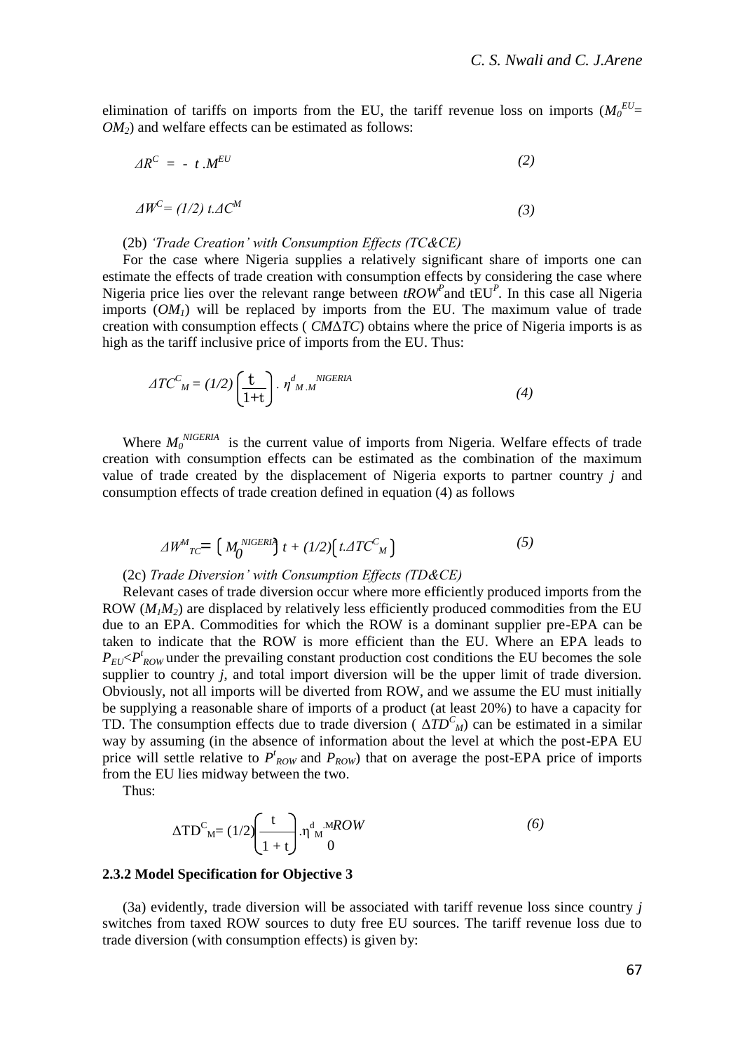elimination of tariffs on imports from the EU, the tariff revenue loss on imports ($M_0^{EU}$= $OM_2$) and welfare effects can be estimated as follows:

$$\Delta R^C = - t.M^{EU} \tag{2}$$

$$\Delta W^C = (1/2)\, t.\Delta C^M \tag{3}$$

(2b) *'Trade Creation' with Consumption Effects (TC&CE)*

For the case where Nigeria supplies a relatively significant share of imports one can estimate the effects of trade creation with consumption effects by considering the case where Nigeria price lies over the relevant range between $tROW^P$ and $tEU^P$. In this case all Nigeria imports ($OM_1$) will be replaced by imports from the EU. The maximum value of trade creation with consumption effects ( $CM\Delta TC$) obtains where the price of Nigeria imports is as high as the tariff inclusive price of imports from the EU. Thus:

$$\Delta TC^C_M = (1/2)\left(\frac{t}{1+t}\right).\,\eta^d_{M}.M^{NIGERIA} \tag{4}$$

Where $M_0^{NIGERIA}$ is the current value of imports from Nigeria. Welfare effects of trade creation with consumption effects can be estimated as the combination of the maximum value of trade created by the displacement of Nigeria exports to partner country *j* and consumption effects of trade creation defined in equation (4) as follows

$$\Delta W^M_{TC} = \left[ M_0^{NIGERIA} \right] t + (1/2)\left[ t.\Delta TC^C_M \right] \tag{5}$$

(2c) *Trade Diversion' with Consumption Effects (TD&CE)*

Relevant cases of trade diversion occur where more efficiently produced imports from the ROW ($M_1M_2$) are displaced by relatively less efficiently produced commodities from the EU due to an EPA. Commodities for which the ROW is a dominant supplier pre-EPA can be taken to indicate that the ROW is more efficient than the EU. Where an EPA leads to $P_{EU}$<$P^t_{ROW}$ under the prevailing constant production cost conditions the EU becomes the sole supplier to country *j*, and total import diversion will be the upper limit of trade diversion. Obviously, not all imports will be diverted from ROW, and we assume the EU must initially be supplying a reasonable share of imports of a product (at least 20%) to have a capacity for TD. The consumption effects due to trade diversion ( $\Delta TD^C_M$) can be estimated in a similar way by assuming (in the absence of information about the level at which the post-EPA EU price will settle relative to $P^t_{ROW}$ and $P_{ROW}$) that on average the post-EPA price of imports from the EU lies midway between the two.

Thus:

$$\Delta TD^C_M = (1/2)\left(\frac{t}{1+t}\right).\eta^d_M.M_0^{ROW} \tag{6}$$

### 2.3.2 Model Specification for Objective 3

(3a) evidently, trade diversion will be associated with tariff revenue loss since country *j* switches from taxed ROW sources to duty free EU sources. The tariff revenue loss due to trade diversion (with consumption effects) is given by: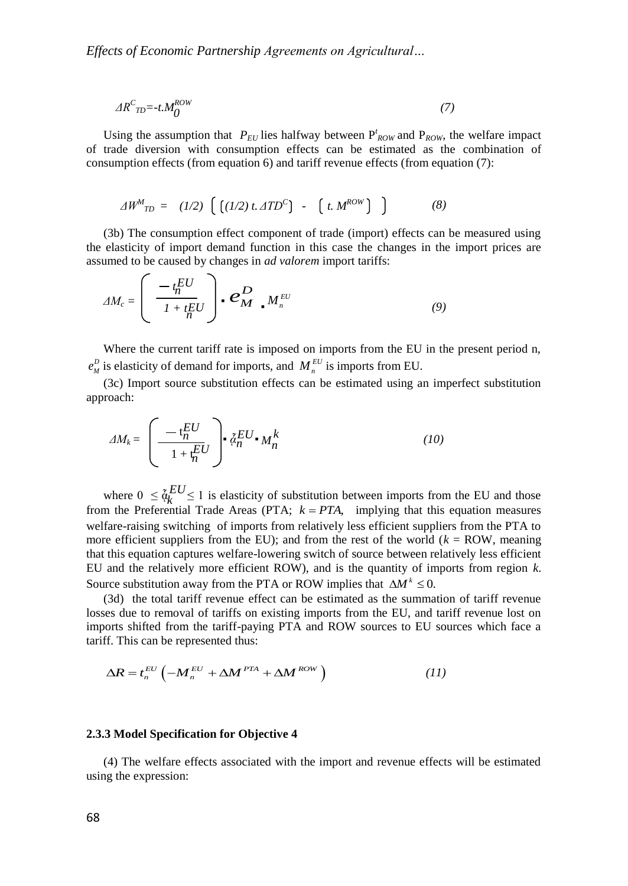$$\Delta R^{C}_{TD} = -t.M_{0}^{ROW} \tag{7}$$

Using the assumption that $P_{EU}$ lies halfway between $P^{t}_{ROW}$ and $P_{ROW}$, the welfare impact of trade diversion with consumption effects can be estimated as the combination of consumption effects (from equation 6) and tariff revenue effects (from equation (7):

$$\Delta W^{M}_{TD} = (1/2) \left[ \left[ (1/2)\, t. \Delta TD^{C} \right] - \left[ t. M^{ROW} \right] \right] \tag{8}$$

(3b) The consumption effect component of trade (import) effects can be measured using the elasticity of import demand function in this case the changes in the import prices are assumed to be caused by changes in *ad valorem* import tariffs:

$$\Delta M_c = \left( \frac{-t_n^{EU}}{1 + t_n^{EU}} \right) . e_M^D . M_n^{EU} \tag{9}$$

Where the current tariff rate is imposed on imports from the EU in the present period n, $e_M^D$ is elasticity of demand for imports, and $M_n^{EU}$ is imports from EU.

(3c) Import source substitution effects can be estimated using an imperfect substitution approach:

$$\Delta M_k = \left( \frac{-t_n^{EU}}{1 + t_n^{EU}} \right) . \tilde{\alpha}_n^{EU} . M_n^k \tag{10}$$

where $0 \leq \tilde{\alpha}_k^{EU} \leq 1$ is elasticity of substitution between imports from the EU and those from the Preferential Trade Areas (PTA; $k = PTA$, implying that this equation measures welfare-raising switching of imports from relatively less efficient suppliers from the PTA to more efficient suppliers from the EU); and from the rest of the world ($k$ = ROW, meaning that this equation captures welfare-lowering switch of source between relatively less efficient EU and the relatively more efficient ROW), and is the quantity of imports from region $k$. Source substitution away from the PTA or ROW implies that $\Delta M^k \leq 0$.

(3d) the total tariff revenue effect can be estimated as the summation of tariff revenue losses due to removal of tariffs on existing imports from the EU, and tariff revenue lost on imports shifted from the tariff-paying PTA and ROW sources to EU sources which face a tariff. This can be represented thus:

$$\Delta R = t_n^{EU} \left( -M_n^{EU} + \Delta M^{PTA} + \Delta M^{ROW} \right) \tag{11}$$

### 2.3.3 Model Specification for Objective 4

(4) The welfare effects associated with the import and revenue effects will be estimated using the expression: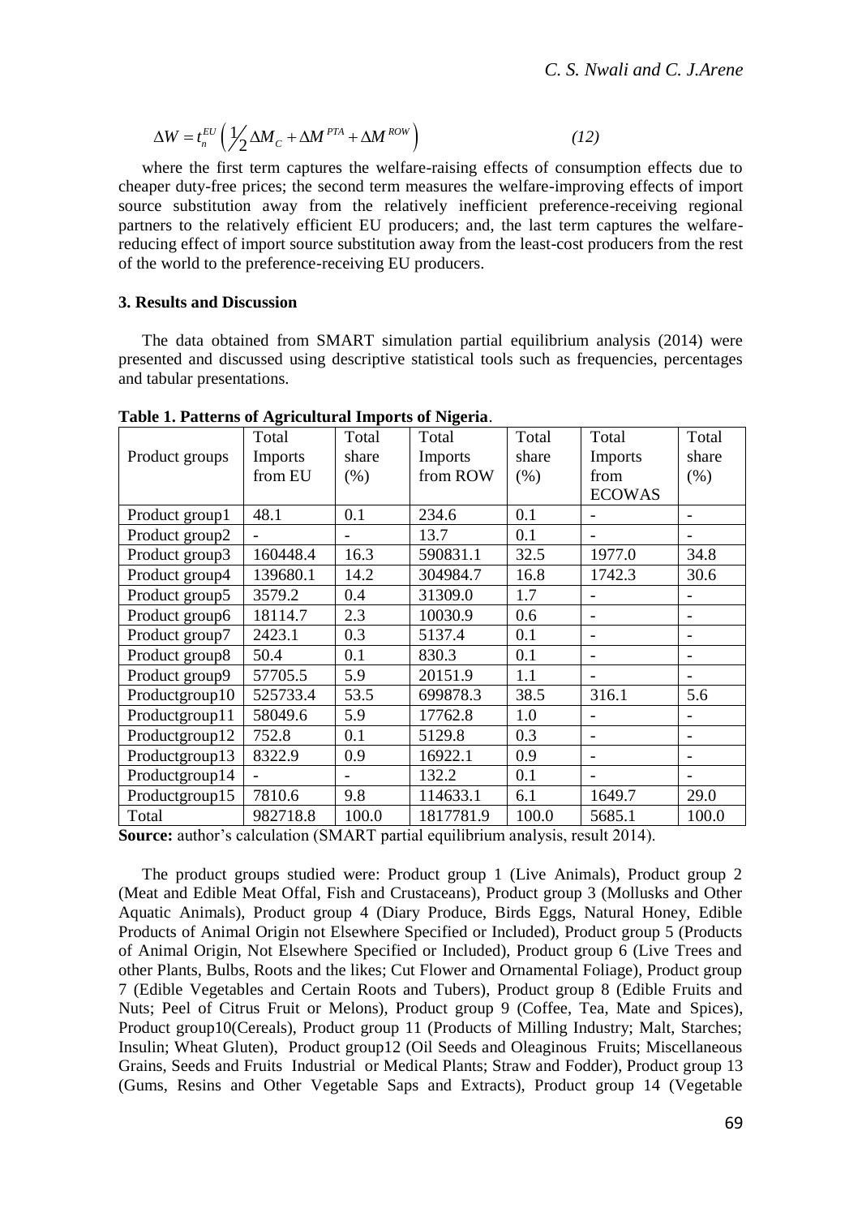$$\Delta W = t_n^{EU}\left(\frac{1}{2}\Delta M_C + \Delta M^{PTA} + \Delta M^{ROW}\right) \qquad (12)$$

where the first term captures the welfare-raising effects of consumption effects due to cheaper duty-free prices; the second term measures the welfare-improving effects of import source substitution away from the relatively inefficient preference-receiving regional partners to the relatively efficient EU producers; and, the last term captures the welfare-reducing effect of import source substitution away from the least-cost producers from the rest of the world to the preference-receiving EU producers.

### 3. Results and Discussion

The data obtained from SMART simulation partial equilibrium analysis (2014) were presented and discussed using descriptive statistical tools such as frequencies, percentages and tabular presentations.

**Table 1. Patterns of Agricultural Imports of Nigeria**.

| Product groups | Total Imports from EU | Total share (%) | Total Imports from ROW | Total share (%) | Total Imports from ECOWAS | Total share (%) |
|---|---|---|---|---|---|---|
| Product group1 | 48.1 | 0.1 | 234.6 | 0.1 | - | - |
| Product group2 | - | - | 13.7 | 0.1 | - | - |
| Product group3 | 160448.4 | 16.3 | 590831.1 | 32.5 | 1977.0 | 34.8 |
| Product group4 | 139680.1 | 14.2 | 304984.7 | 16.8 | 1742.3 | 30.6 |
| Product group5 | 3579.2 | 0.4 | 31309.0 | 1.7 | - | - |
| Product group6 | 18114.7 | 2.3 | 10030.9 | 0.6 | - | - |
| Product group7 | 2423.1 | 0.3 | 5137.4 | 0.1 | - | - |
| Product group8 | 50.4 | 0.1 | 830.3 | 0.1 | - | - |
| Product group9 | 57705.5 | 5.9 | 20151.9 | 1.1 | - | - |
| Productgroup10 | 525733.4 | 53.5 | 699878.3 | 38.5 | 316.1 | 5.6 |
| Productgroup11 | 58049.6 | 5.9 | 17762.8 | 1.0 | - | - |
| Productgroup12 | 752.8 | 0.1 | 5129.8 | 0.3 | - | - |
| Productgroup13 | 8322.9 | 0.9 | 16922.1 | 0.9 | - | - |
| Productgroup14 | - | - | 132.2 | 0.1 | - | - |
| Productgroup15 | 7810.6 | 9.8 | 114633.1 | 6.1 | 1649.7 | 29.0 |
| Total | 982718.8 | 100.0 | 1817781.9 | 100.0 | 5685.1 | 100.0 |

**Source:** author's calculation (SMART partial equilibrium analysis, result 2014).

The product groups studied were: Product group 1 (Live Animals), Product group 2 (Meat and Edible Meat Offal, Fish and Crustaceans), Product group 3 (Mollusks and Other Aquatic Animals), Product group 4 (Diary Produce, Birds Eggs, Natural Honey, Edible Products of Animal Origin not Elsewhere Specified or Included), Product group 5 (Products of Animal Origin, Not Elsewhere Specified or Included), Product group 6 (Live Trees and other Plants, Bulbs, Roots and the likes; Cut Flower and Ornamental Foliage), Product group 7 (Edible Vegetables and Certain Roots and Tubers), Product group 8 (Edible Fruits and Nuts; Peel of Citrus Fruit or Melons), Product group 9 (Coffee, Tea, Mate and Spices), Product group10(Cereals), Product group 11 (Products of Milling Industry; Malt, Starches; Insulin; Wheat Gluten), Product group12 (Oil Seeds and Oleaginous Fruits; Miscellaneous Grains, Seeds and Fruits Industrial or Medical Plants; Straw and Fodder), Product group 13 (Gums, Resins and Other Vegetable Saps and Extracts), Product group 14 (Vegetable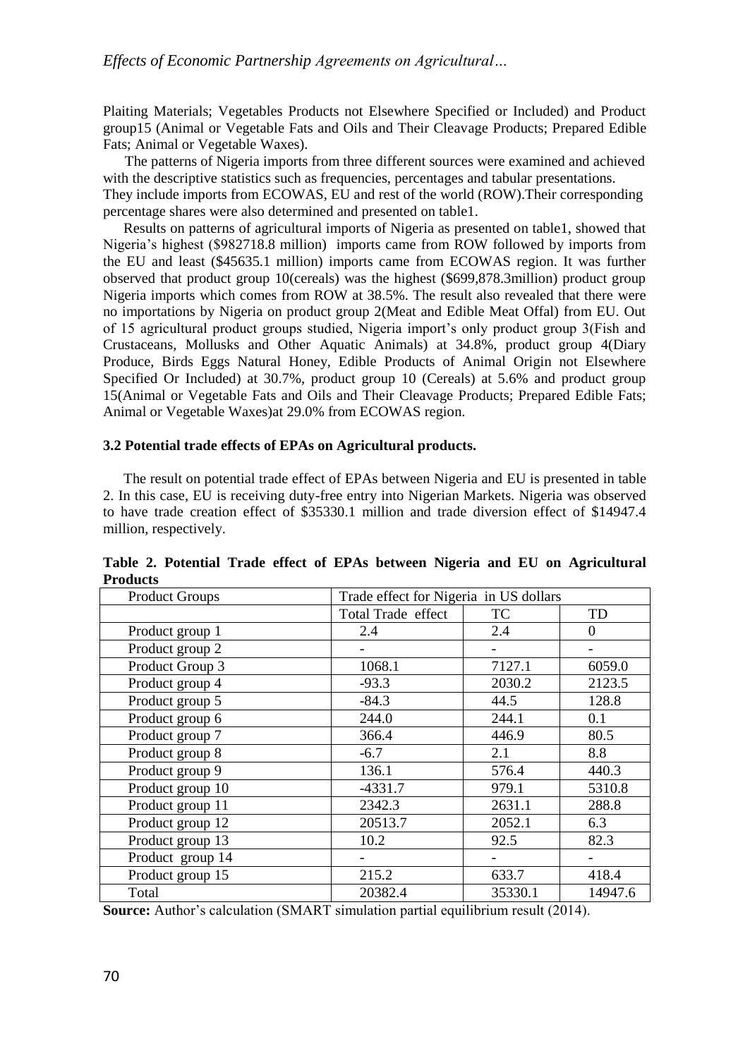Plaiting Materials; Vegetables Products not Elsewhere Specified or Included) and Product group15 (Animal or Vegetable Fats and Oils and Their Cleavage Products; Prepared Edible Fats; Animal or Vegetable Waxes).

The patterns of Nigeria imports from three different sources were examined and achieved with the descriptive statistics such as frequencies, percentages and tabular presentations. They include imports from ECOWAS, EU and rest of the world (ROW).Their corresponding percentage shares were also determined and presented on table1.

Results on patterns of agricultural imports of Nigeria as presented on table1, showed that Nigeria's highest ($982718.8 million) imports came from ROW followed by imports from the EU and least ($45635.1 million) imports came from ECOWAS region. It was further observed that product group 10(cereals) was the highest ($699,878.3million) product group Nigeria imports which comes from ROW at 38.5%. The result also revealed that there were no importations by Nigeria on product group 2(Meat and Edible Meat Offal) from EU. Out of 15 agricultural product groups studied, Nigeria import's only product group 3(Fish and Crustaceans, Mollusks and Other Aquatic Animals) at 34.8%, product group 4(Diary Produce, Birds Eggs Natural Honey, Edible Products of Animal Origin not Elsewhere Specified Or Included) at 30.7%, product group 10 (Cereals) at 5.6% and product group 15(Animal or Vegetable Fats and Oils and Their Cleavage Products; Prepared Edible Fats; Animal or Vegetable Waxes)at 29.0% from ECOWAS region.

### 3.2 Potential trade effects of EPAs on Agricultural products.

The result on potential trade effect of EPAs between Nigeria and EU is presented in table 2. In this case, EU is receiving duty-free entry into Nigerian Markets. Nigeria was observed to have trade creation effect of $35330.1 million and trade diversion effect of $14947.4 million, respectively.

**Table 2. Potential Trade effect of EPAs between Nigeria and EU on Agricultural Products**

| Product Groups | Trade effect for Nigeria in US dollars | | |
|---|---|---|---|
| | Total Trade effect | TC | TD |
| Product group 1 | 2.4 | 2.4 | 0 |
| Product group 2 | - | - | - |
| Product Group 3 | 1068.1 | 7127.1 | 6059.0 |
| Product group 4 | -93.3 | 2030.2 | 2123.5 |
| Product group 5 | -84.3 | 44.5 | 128.8 |
| Product group 6 | 244.0 | 244.1 | 0.1 |
| Product group 7 | 366.4 | 446.9 | 80.5 |
| Product group 8 | -6.7 | 2.1 | 8.8 |
| Product group 9 | 136.1 | 576.4 | 440.3 |
| Product group 10 | -4331.7 | 979.1 | 5310.8 |
| Product group 11 | 2342.3 | 2631.1 | 288.8 |
| Product group 12 | 20513.7 | 2052.1 | 6.3 |
| Product group 13 | 10.2 | 92.5 | 82.3 |
| Product group 14 | - | - | - |
| Product group 15 | 215.2 | 633.7 | 418.4 |
| Total | 20382.4 | 35330.1 | 14947.6 |

**Source:** Author's calculation (SMART simulation partial equilibrium result (2014).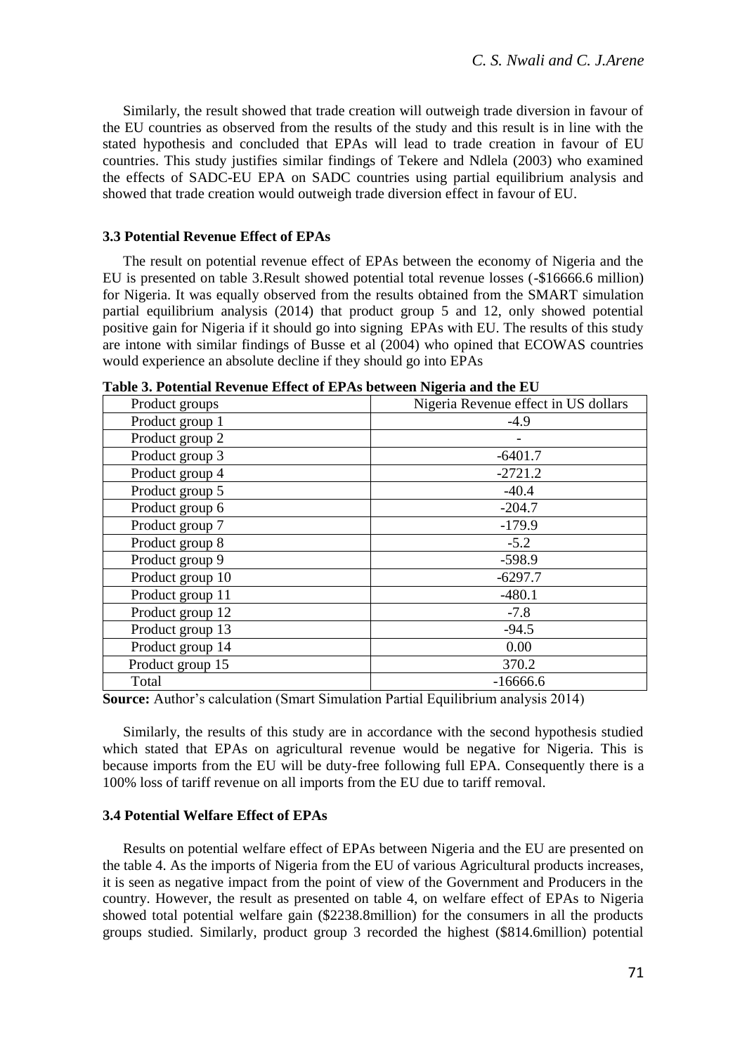Similarly, the result showed that trade creation will outweigh trade diversion in favour of the EU countries as observed from the results of the study and this result is in line with the stated hypothesis and concluded that EPAs will lead to trade creation in favour of EU countries. This study justifies similar findings of Tekere and Ndlela (2003) who examined the effects of SADC-EU EPA on SADC countries using partial equilibrium analysis and showed that trade creation would outweigh trade diversion effect in favour of EU.

### 3.3 Potential Revenue Effect of EPAs

The result on potential revenue effect of EPAs between the economy of Nigeria and the EU is presented on table 3.Result showed potential total revenue losses (-$16666.6 million) for Nigeria. It was equally observed from the results obtained from the SMART simulation partial equilibrium analysis (2014) that product group 5 and 12, only showed potential positive gain for Nigeria if it should go into signing EPAs with EU. The results of this study are intone with similar findings of Busse et al (2004) who opined that ECOWAS countries would experience an absolute decline if they should go into EPAs

**Table 3. Potential Revenue Effect of EPAs between Nigeria and the EU**

| Product groups | Nigeria Revenue effect in US dollars |
|---|---|
| Product group 1 | -4.9 |
| Product group 2 | - |
| Product group 3 | -6401.7 |
| Product group 4 | -2721.2 |
| Product group 5 | -40.4 |
| Product group 6 | -204.7 |
| Product group 7 | -179.9 |
| Product group 8 | -5.2 |
| Product group 9 | -598.9 |
| Product group 10 | -6297.7 |
| Product group 11 | -480.1 |
| Product group 12 | -7.8 |
| Product group 13 | -94.5 |
| Product group 14 | 0.00 |
| Product group 15 | 370.2 |
| Total | -16666.6 |

**Source:** Author's calculation (Smart Simulation Partial Equilibrium analysis 2014)

Similarly, the results of this study are in accordance with the second hypothesis studied which stated that EPAs on agricultural revenue would be negative for Nigeria. This is because imports from the EU will be duty-free following full EPA. Consequently there is a 100% loss of tariff revenue on all imports from the EU due to tariff removal.

### 3.4 Potential Welfare Effect of EPAs

Results on potential welfare effect of EPAs between Nigeria and the EU are presented on the table 4. As the imports of Nigeria from the EU of various Agricultural products increases, it is seen as negative impact from the point of view of the Government and Producers in the country. However, the result as presented on table 4, on welfare effect of EPAs to Nigeria showed total potential welfare gain ($2238.8million) for the consumers in all the products groups studied. Similarly, product group 3 recorded the highest ($814.6million) potential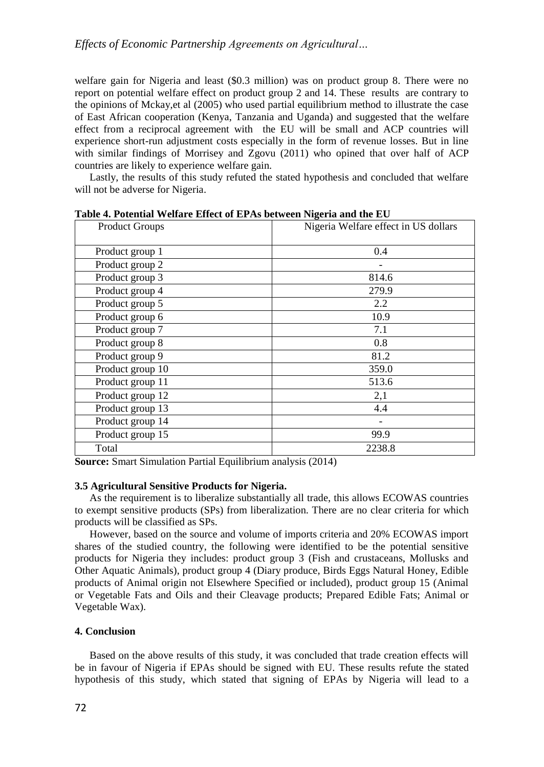welfare gain for Nigeria and least ($0.3 million) was on product group 8. There were no report on potential welfare effect on product group 2 and 14. These results are contrary to the opinions of Mckay,et al (2005) who used partial equilibrium method to illustrate the case of East African cooperation (Kenya, Tanzania and Uganda) and suggested that the welfare effect from a reciprocal agreement with the EU will be small and ACP countries will experience short-run adjustment costs especially in the form of revenue losses. But in line with similar findings of Morrisey and Zgovu (2011) who opined that over half of ACP countries are likely to experience welfare gain.

Lastly, the results of this study refuted the stated hypothesis and concluded that welfare will not be adverse for Nigeria.

**Table 4. Potential Welfare Effect of EPAs between Nigeria and the EU**

| Product Groups | Nigeria Welfare effect in US dollars |
|---|---|
| Product group 1 | 0.4 |
| Product group 2 | - |
| Product group 3 | 814.6 |
| Product group 4 | 279.9 |
| Product group 5 | 2.2 |
| Product group 6 | 10.9 |
| Product group 7 | 7.1 |
| Product group 8 | 0.8 |
| Product group 9 | 81.2 |
| Product group 10 | 359.0 |
| Product group 11 | 513.6 |
| Product group 12 | 2,1 |
| Product group 13 | 4.4 |
| Product group 14 | - |
| Product group 15 | 99.9 |
| Total | 2238.8 |

**Source:** Smart Simulation Partial Equilibrium analysis (2014)

### 3.5 Agricultural Sensitive Products for Nigeria.

As the requirement is to liberalize substantially all trade, this allows ECOWAS countries to exempt sensitive products (SPs) from liberalization. There are no clear criteria for which products will be classified as SPs.

However, based on the source and volume of imports criteria and 20% ECOWAS import shares of the studied country, the following were identified to be the potential sensitive products for Nigeria they includes: product group 3 (Fish and crustaceans, Mollusks and Other Aquatic Animals), product group 4 (Diary produce, Birds Eggs Natural Honey, Edible products of Animal origin not Elsewhere Specified or included), product group 15 (Animal or Vegetable Fats and Oils and their Cleavage products; Prepared Edible Fats; Animal or Vegetable Wax).

## 4. Conclusion

Based on the above results of this study, it was concluded that trade creation effects will be in favour of Nigeria if EPAs should be signed with EU. These results refute the stated hypothesis of this study, which stated that signing of EPAs by Nigeria will lead to a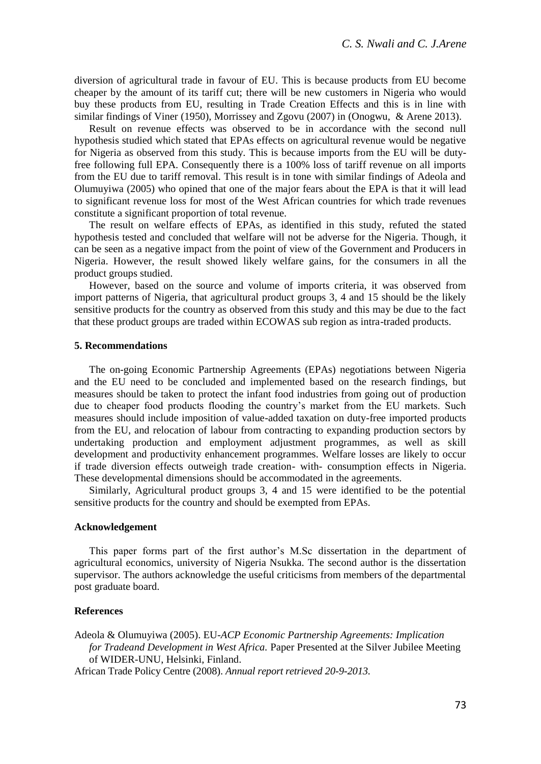diversion of agricultural trade in favour of EU. This is because products from EU become cheaper by the amount of its tariff cut; there will be new customers in Nigeria who would buy these products from EU, resulting in Trade Creation Effects and this is in line with similar findings of Viner (1950), Morrissey and Zgovu (2007) in (Onogwu, & Arene 2013).

Result on revenue effects was observed to be in accordance with the second null hypothesis studied which stated that EPAs effects on agricultural revenue would be negative for Nigeria as observed from this study. This is because imports from the EU will be duty-free following full EPA. Consequently there is a 100% loss of tariff revenue on all imports from the EU due to tariff removal. This result is in tone with similar findings of Adeola and Olumuyiwa (2005) who opined that one of the major fears about the EPA is that it will lead to significant revenue loss for most of the West African countries for which trade revenues constitute a significant proportion of total revenue.

The result on welfare effects of EPAs, as identified in this study, refuted the stated hypothesis tested and concluded that welfare will not be adverse for the Nigeria. Though, it can be seen as a negative impact from the point of view of the Government and Producers in Nigeria. However, the result showed likely welfare gains, for the consumers in all the product groups studied.

However, based on the source and volume of imports criteria, it was observed from import patterns of Nigeria, that agricultural product groups 3, 4 and 15 should be the likely sensitive products for the country as observed from this study and this may be due to the fact that these product groups are traded within ECOWAS sub region as intra-traded products.

### 5. Recommendations

The on-going Economic Partnership Agreements (EPAs) negotiations between Nigeria and the EU need to be concluded and implemented based on the research findings, but measures should be taken to protect the infant food industries from going out of production due to cheaper food products flooding the country's market from the EU markets. Such measures should include imposition of value-added taxation on duty-free imported products from the EU, and relocation of labour from contracting to expanding production sectors by undertaking production and employment adjustment programmes, as well as skill development and productivity enhancement programmes. Welfare losses are likely to occur if trade diversion effects outweigh trade creation- with- consumption effects in Nigeria. These developmental dimensions should be accommodated in the agreements.

Similarly, Agricultural product groups 3, 4 and 15 were identified to be the potential sensitive products for the country and should be exempted from EPAs.

### Acknowledgement

This paper forms part of the first author's M.Sc dissertation in the department of agricultural economics, university of Nigeria Nsukka. The second author is the dissertation supervisor. The authors acknowledge the useful criticisms from members of the departmental post graduate board.

### References

Adeola & Olumuyiwa (2005). EU-*ACP Economic Partnership Agreements: Implication for Tradeand Development in West Africa.* Paper Presented at the Silver Jubilee Meeting of WIDER-UNU, Helsinki, Finland.

African Trade Policy Centre (2008). *Annual report retrieved 20-9-2013.*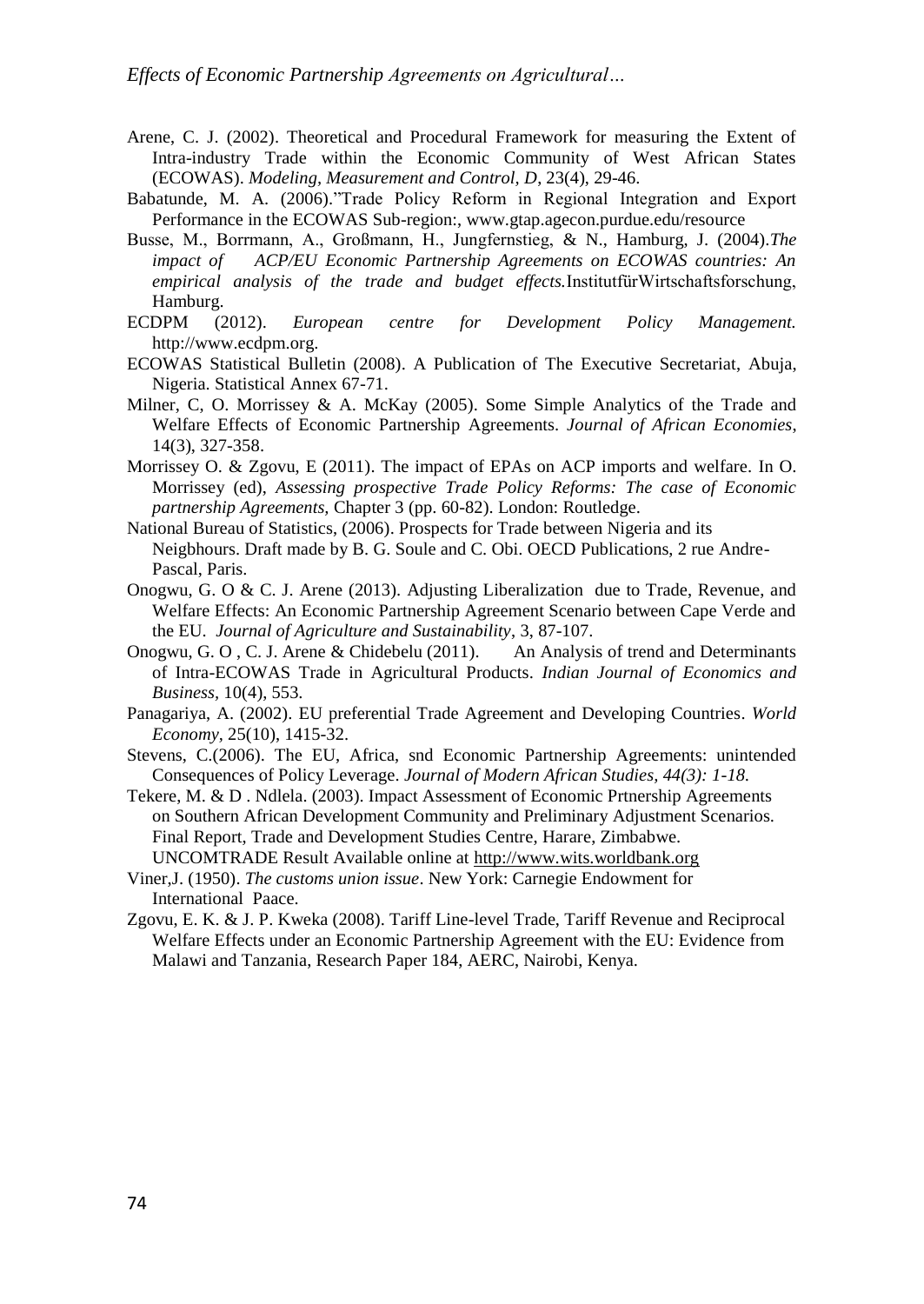Arene, C. J. (2002). Theoretical and Procedural Framework for measuring the Extent of Intra-industry Trade within the Economic Community of West African States (ECOWAS). *Modeling, Measurement and Control, D*, 23(4), 29-46.

Babatunde, M. A. (2006)."Trade Policy Reform in Regional Integration and Export Performance in the ECOWAS Sub-region:, www.gtap.agecon.purdue.edu/resource

Busse, M., Borrmann, A., Großmann, H., Jungfernstieg, & N., Hamburg, J. (2004).*The impact of ACP/EU Economic Partnership Agreements on ECOWAS countries: An empirical analysis of the trade and budget effects.*InstitutfürWirtschaftsforschung, Hamburg.

ECDPM (2012). *European centre for Development Policy Management.* http://www.ecdpm.org.

ECOWAS Statistical Bulletin (2008). A Publication of The Executive Secretariat, Abuja, Nigeria. Statistical Annex 67-71.

Milner, C, O. Morrissey & A. McKay (2005). Some Simple Analytics of the Trade and Welfare Effects of Economic Partnership Agreements. *Journal of African Economies*, 14(3), 327-358.

Morrissey O. & Zgovu, E (2011). The impact of EPAs on ACP imports and welfare. In O. Morrissey (ed), *Assessing prospective Trade Policy Reforms: The case of Economic partnership Agreements*, Chapter 3 (pp. 60-82). London: Routledge.

National Bureau of Statistics, (2006). Prospects for Trade between Nigeria and its Neigbhours. Draft made by B. G. Soule and C. Obi. OECD Publications, 2 rue Andre-Pascal, Paris.

Onogwu, G. O & C. J. Arene (2013). Adjusting Liberalization due to Trade, Revenue, and Welfare Effects: An Economic Partnership Agreement Scenario between Cape Verde and the EU. *Journal of Agriculture and Sustainability*, 3, 87-107.

Onogwu, G. O , C. J. Arene & Chidebelu (2011). An Analysis of trend and Determinants of Intra-ECOWAS Trade in Agricultural Products. *Indian Journal of Economics and Business*, 10(4), 553.

Panagariya, A. (2002). EU preferential Trade Agreement and Developing Countries. *World Economy*, 25(10), 1415-32.

Stevens, C.(2006). The EU, Africa, snd Economic Partnership Agreements: unintended Consequences of Policy Leverage. *Journal of Modern African Studies, 44(3): 1-18.*

Tekere, M. & D . Ndlela. (2003). Impact Assessment of Economic Prtnership Agreements on Southern African Development Community and Preliminary Adjustment Scenarios. Final Report, Trade and Development Studies Centre, Harare, Zimbabwe.

UNCOMTRADE Result Available online at http://www.wits.worldbank.org

Viner,J. (1950). *The customs union issue*. New York: Carnegie Endowment for International Paace.

Zgovu, E. K. & J. P. Kweka (2008). Tariff Line-level Trade, Tariff Revenue and Reciprocal Welfare Effects under an Economic Partnership Agreement with the EU: Evidence from Malawi and Tanzania, Research Paper 184, AERC, Nairobi, Kenya.